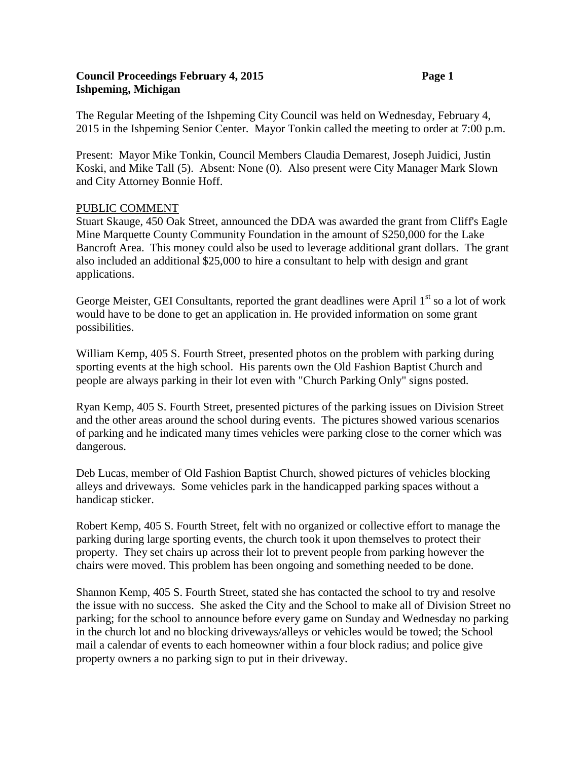**Council Proceedings February 4, 2015**
**Ishpeming, Michigan**

The Regular Meeting of the Ishpeming City Council was held on Wednesday, February 4, 2015 in the Ishpeming Senior Center. Mayor Tonkin called the meeting to order at 7:00 p.m.

Present: Mayor Mike Tonkin, Council Members Claudia Demarest, Joseph Juidici, Justin Koski, and Mike Tall (5). Absent: None (0). Also present were City Manager Mark Slown and City Attorney Bonnie Hoff.

PUBLIC COMMENT

Stuart Skauge, 450 Oak Street, announced the DDA was awarded the grant from Cliff's Eagle Mine Marquette County Community Foundation in the amount of $250,000 for the Lake Bancroft Area. This money could also be used to leverage additional grant dollars. The grant also included an additional $25,000 to hire a consultant to help with design and grant applications.

George Meister, GEI Consultants, reported the grant deadlines were April 1st so a lot of work would have to be done to get an application in. He provided information on some grant possibilities.

William Kemp, 405 S. Fourth Street, presented photos on the problem with parking during sporting events at the high school. His parents own the Old Fashion Baptist Church and people are always parking in their lot even with "Church Parking Only" signs posted.

Ryan Kemp, 405 S. Fourth Street, presented pictures of the parking issues on Division Street and the other areas around the school during events. The pictures showed various scenarios of parking and he indicated many times vehicles were parking close to the corner which was dangerous.

Deb Lucas, member of Old Fashion Baptist Church, showed pictures of vehicles blocking alleys and driveways. Some vehicles park in the handicapped parking spaces without a handicap sticker.

Robert Kemp, 405 S. Fourth Street, felt with no organized or collective effort to manage the parking during large sporting events, the church took it upon themselves to protect their property. They set chairs up across their lot to prevent people from parking however the chairs were moved. This problem has been ongoing and something needed to be done.

Shannon Kemp, 405 S. Fourth Street, stated she has contacted the school to try and resolve the issue with no success. She asked the City and the School to make all of Division Street no parking; for the school to announce before every game on Sunday and Wednesday no parking in the church lot and no blocking driveways/alleys or vehicles would be towed; the School mail a calendar of events to each homeowner within a four block radius; and police give property owners a no parking sign to put in their driveway.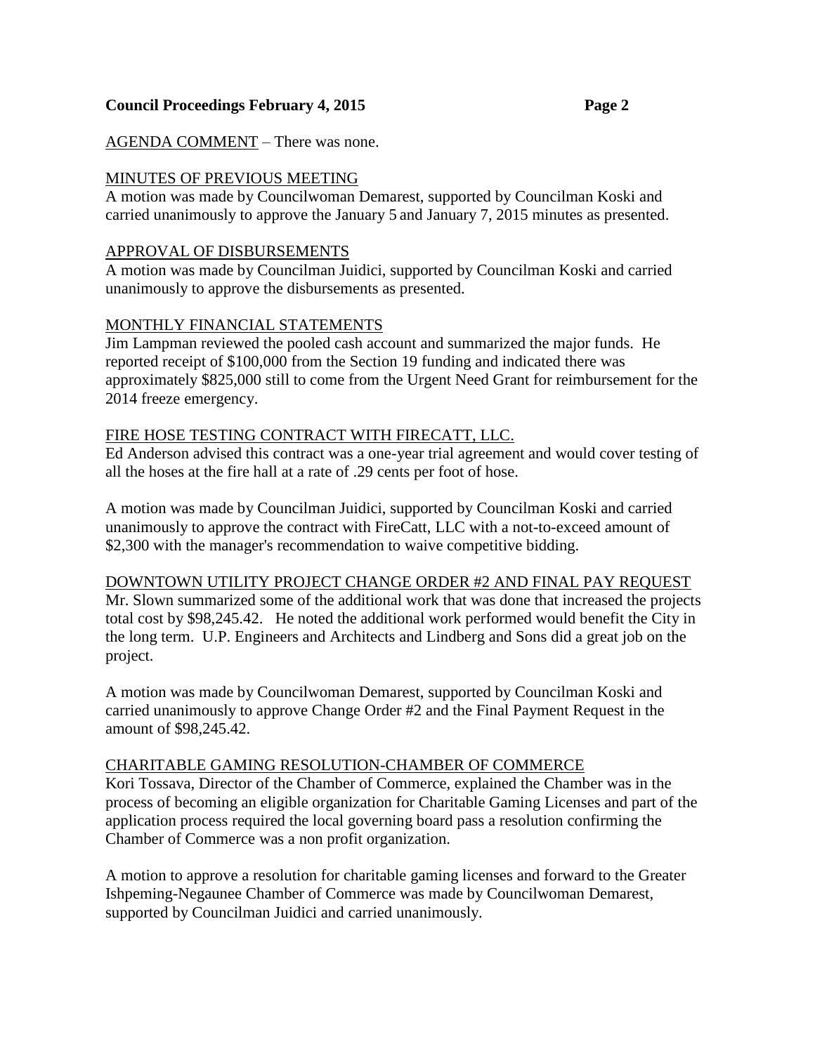AGENDA COMMENT – There was none.

MINUTES OF PREVIOUS MEETING

A motion was made by Councilwoman Demarest, supported by Councilman Koski and carried unanimously to approve the January 5 and January 7, 2015 minutes as presented.

APPROVAL OF DISBURSEMENTS

A motion was made by Councilman Juidici, supported by Councilman Koski and carried unanimously to approve the disbursements as presented.

MONTHLY FINANCIAL STATEMENTS

Jim Lampman reviewed the pooled cash account and summarized the major funds. He reported receipt of $100,000 from the Section 19 funding and indicated there was approximately $825,000 still to come from the Urgent Need Grant for reimbursement for the 2014 freeze emergency.

FIRE HOSE TESTING CONTRACT WITH FIRECATT, LLC.

Ed Anderson advised this contract was a one-year trial agreement and would cover testing of all the hoses at the fire hall at a rate of .29 cents per foot of hose.

A motion was made by Councilman Juidici, supported by Councilman Koski and carried unanimously to approve the contract with FireCatt, LLC with a not-to-exceed amount of $2,300 with the manager's recommendation to waive competitive bidding.

DOWNTOWN UTILITY PROJECT CHANGE ORDER #2 AND FINAL PAY REQUEST

Mr. Slown summarized some of the additional work that was done that increased the projects total cost by $98,245.42. He noted the additional work performed would benefit the City in the long term. U.P. Engineers and Architects and Lindberg and Sons did a great job on the project.

A motion was made by Councilwoman Demarest, supported by Councilman Koski and carried unanimously to approve Change Order #2 and the Final Payment Request in the amount of $98,245.42.

CHARITABLE GAMING RESOLUTION-CHAMBER OF COMMERCE

Kori Tossava, Director of the Chamber of Commerce, explained the Chamber was in the process of becoming an eligible organization for Charitable Gaming Licenses and part of the application process required the local governing board pass a resolution confirming the Chamber of Commerce was a non profit organization.

A motion to approve a resolution for charitable gaming licenses and forward to the Greater Ishpeming-Negaunee Chamber of Commerce was made by Councilwoman Demarest, supported by Councilman Juidici and carried unanimously.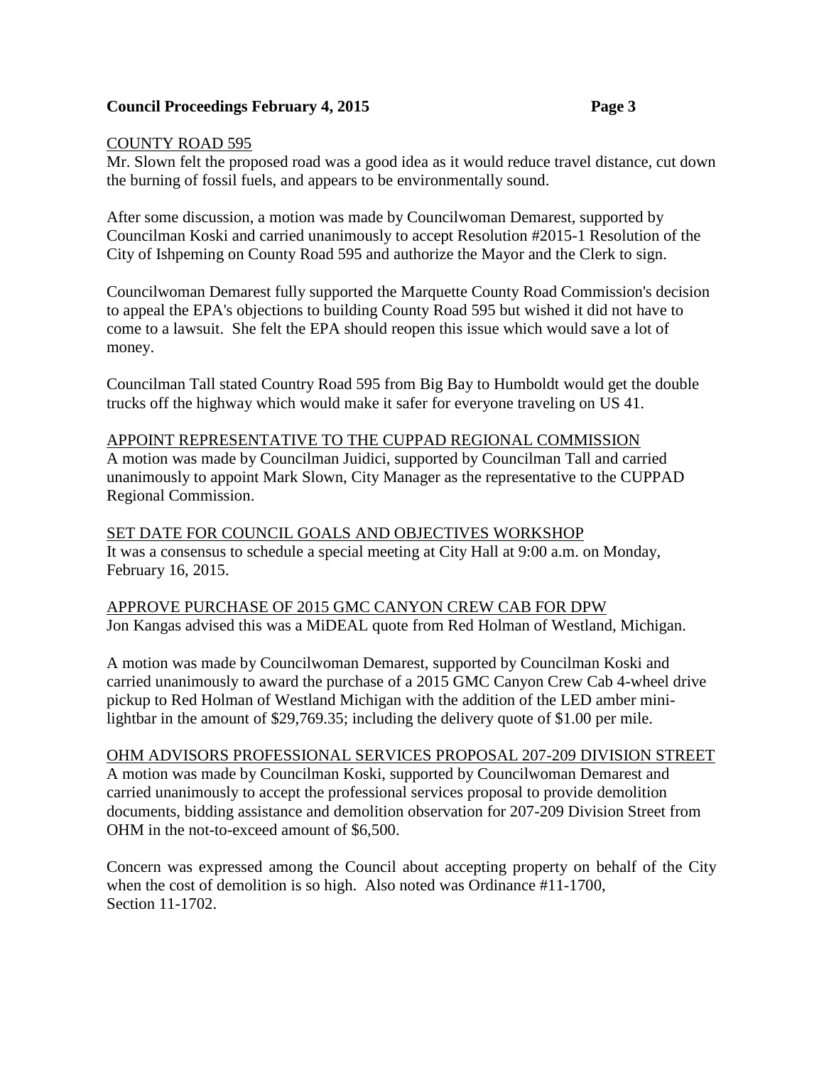COUNTY ROAD 595

Mr. Slown felt the proposed road was a good idea as it would reduce travel distance, cut down the burning of fossil fuels, and appears to be environmentally sound.

After some discussion, a motion was made by Councilwoman Demarest, supported by Councilman Koski and carried unanimously to accept Resolution #2015-1 Resolution of the City of Ishpeming on County Road 595 and authorize the Mayor and the Clerk to sign.

Councilwoman Demarest fully supported the Marquette County Road Commission's decision to appeal the EPA's objections to building County Road 595 but wished it did not have to come to a lawsuit. She felt the EPA should reopen this issue which would save a lot of money.

Councilman Tall stated Country Road 595 from Big Bay to Humboldt would get the double trucks off the highway which would make it safer for everyone traveling on US 41.

APPOINT REPRESENTATIVE TO THE CUPPAD REGIONAL COMMISSION

A motion was made by Councilman Juidici, supported by Councilman Tall and carried unanimously to appoint Mark Slown, City Manager as the representative to the CUPPAD Regional Commission.

SET DATE FOR COUNCIL GOALS AND OBJECTIVES WORKSHOP

It was a consensus to schedule a special meeting at City Hall at 9:00 a.m. on Monday, February 16, 2015.

APPROVE PURCHASE OF 2015 GMC CANYON CREW CAB FOR DPW

Jon Kangas advised this was a MiDEAL quote from Red Holman of Westland, Michigan.

A motion was made by Councilwoman Demarest, supported by Councilman Koski and carried unanimously to award the purchase of a 2015 GMC Canyon Crew Cab 4-wheel drive pickup to Red Holman of Westland Michigan with the addition of the LED amber mini-lightbar in the amount of $29,769.35; including the delivery quote of $1.00 per mile.

OHM ADVISORS PROFESSIONAL SERVICES PROPOSAL 207-209 DIVISION STREET

A motion was made by Councilman Koski, supported by Councilwoman Demarest and carried unanimously to accept the professional services proposal to provide demolition documents, bidding assistance and demolition observation for 207-209 Division Street from OHM in the not-to-exceed amount of $6,500.

Concern was expressed among the Council about accepting property on behalf of the City when the cost of demolition is so high. Also noted was Ordinance #11-1700, Section 11-1702.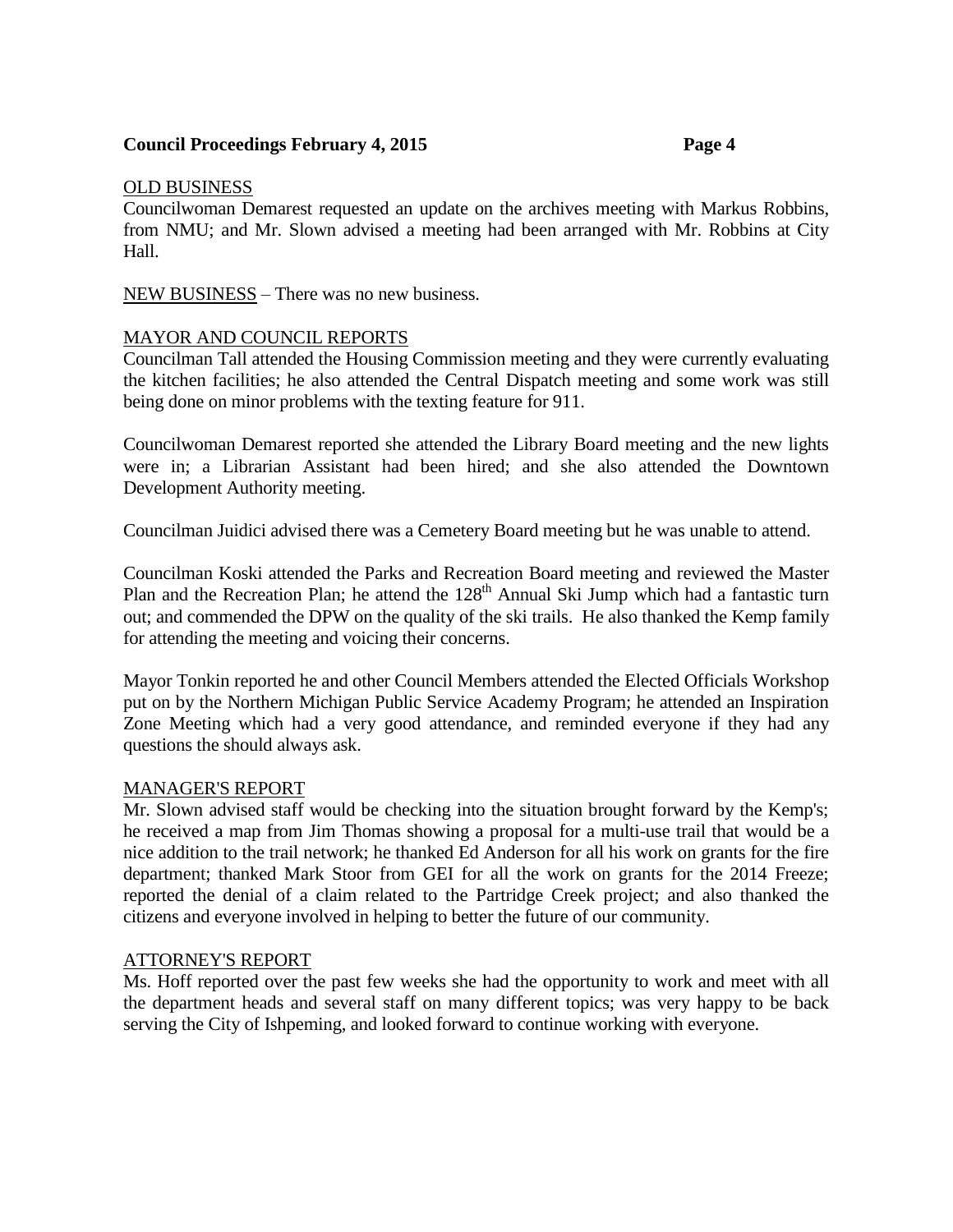OLD BUSINESS

Councilwoman Demarest requested an update on the archives meeting with Markus Robbins, from NMU; and Mr. Slown advised a meeting had been arranged with Mr. Robbins at City Hall.

NEW BUSINESS – There was no new business.

MAYOR AND COUNCIL REPORTS

Councilman Tall attended the Housing Commission meeting and they were currently evaluating the kitchen facilities; he also attended the Central Dispatch meeting and some work was still being done on minor problems with the texting feature for 911.

Councilwoman Demarest reported she attended the Library Board meeting and the new lights were in; a Librarian Assistant had been hired; and she also attended the Downtown Development Authority meeting.

Councilman Juidici advised there was a Cemetery Board meeting but he was unable to attend.

Councilman Koski attended the Parks and Recreation Board meeting and reviewed the Master Plan and the Recreation Plan; he attend the 128th Annual Ski Jump which had a fantastic turn out; and commended the DPW on the quality of the ski trails. He also thanked the Kemp family for attending the meeting and voicing their concerns.

Mayor Tonkin reported he and other Council Members attended the Elected Officials Workshop put on by the Northern Michigan Public Service Academy Program; he attended an Inspiration Zone Meeting which had a very good attendance, and reminded everyone if they had any questions the should always ask.

MANAGER'S REPORT

Mr. Slown advised staff would be checking into the situation brought forward by the Kemp's; he received a map from Jim Thomas showing a proposal for a multi-use trail that would be a nice addition to the trail network; he thanked Ed Anderson for all his work on grants for the fire department; thanked Mark Stoor from GEI for all the work on grants for the 2014 Freeze; reported the denial of a claim related to the Partridge Creek project; and also thanked the citizens and everyone involved in helping to better the future of our community.

ATTORNEY'S REPORT

Ms. Hoff reported over the past few weeks she had the opportunity to work and meet with all the department heads and several staff on many different topics; was very happy to be back serving the City of Ishpeming, and looked forward to continue working with everyone.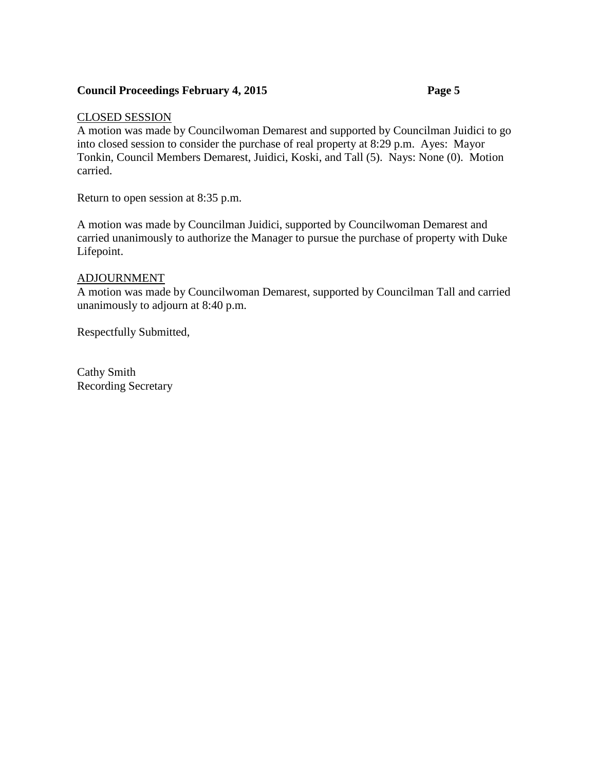CLOSED SESSION

A motion was made by Councilwoman Demarest and supported by Councilman Juidici to go into closed session to consider the purchase of real property at 8:29 p.m. Ayes: Mayor Tonkin, Council Members Demarest, Juidici, Koski, and Tall (5). Nays: None (0). Motion carried.

Return to open session at 8:35 p.m.

A motion was made by Councilman Juidici, supported by Councilwoman Demarest and carried unanimously to authorize the Manager to pursue the purchase of property with Duke Lifepoint.

ADJOURNMENT

A motion was made by Councilwoman Demarest, supported by Councilman Tall and carried unanimously to adjourn at 8:40 p.m.

Respectfully Submitted,

Cathy Smith
Recording Secretary